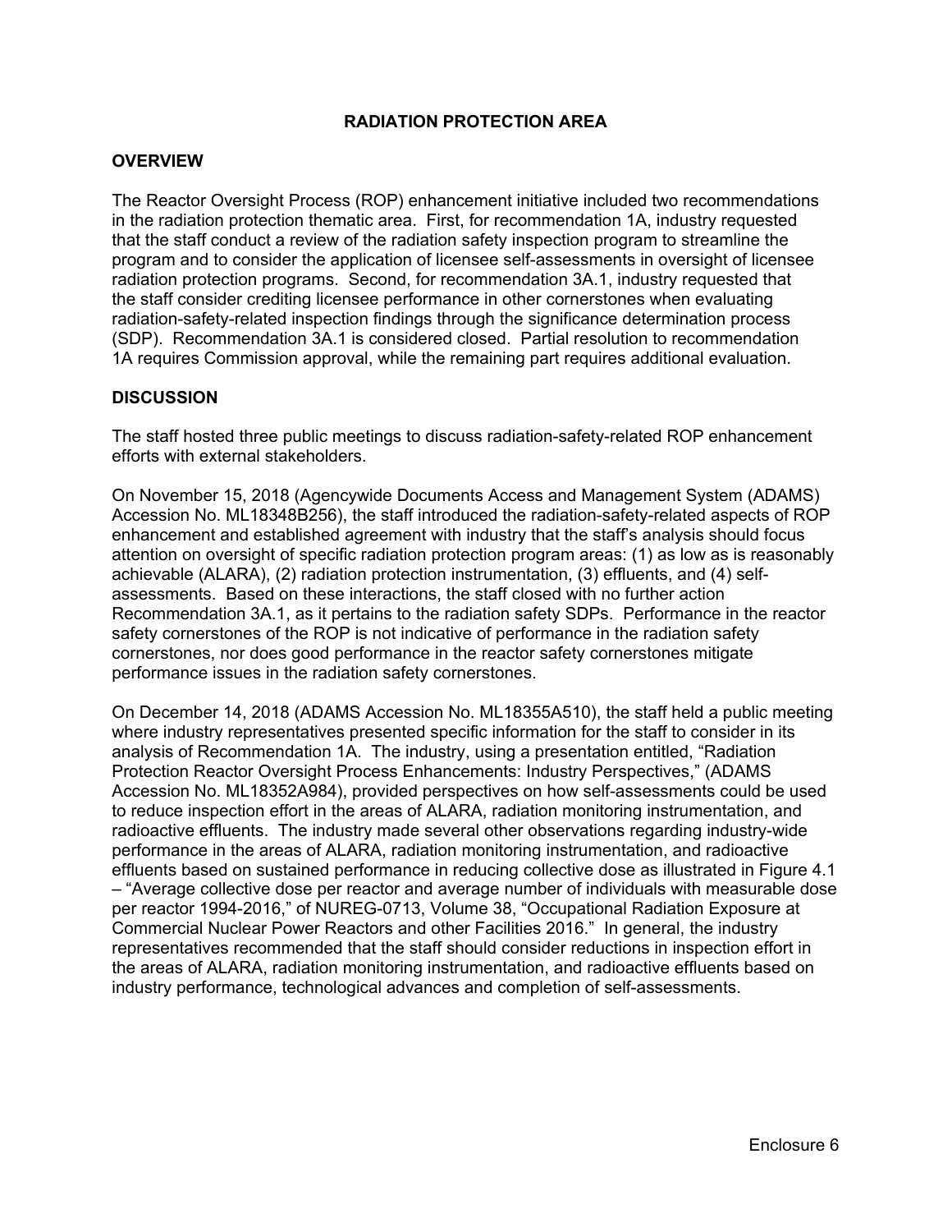# RADIATION PROTECTION AREA

## OVERVIEW

The Reactor Oversight Process (ROP) enhancement initiative included two recommendations in the radiation protection thematic area. First, for recommendation 1A, industry requested that the staff conduct a review of the radiation safety inspection program to streamline the program and to consider the application of licensee self-assessments in oversight of licensee radiation protection programs. Second, for recommendation 3A.1, industry requested that the staff consider crediting licensee performance in other cornerstones when evaluating radiation-safety-related inspection findings through the significance determination process (SDP). Recommendation 3A.1 is considered closed. Partial resolution to recommendation 1A requires Commission approval, while the remaining part requires additional evaluation.

## DISCUSSION

The staff hosted three public meetings to discuss radiation-safety-related ROP enhancement efforts with external stakeholders.

On November 15, 2018 (Agencywide Documents Access and Management System (ADAMS) Accession No. ML18348B256), the staff introduced the radiation-safety-related aspects of ROP enhancement and established agreement with industry that the staff's analysis should focus attention on oversight of specific radiation protection program areas: (1) as low as is reasonably achievable (ALARA), (2) radiation protection instrumentation, (3) effluents, and (4) self-assessments. Based on these interactions, the staff closed with no further action Recommendation 3A.1, as it pertains to the radiation safety SDPs. Performance in the reactor safety cornerstones of the ROP is not indicative of performance in the radiation safety cornerstones, nor does good performance in the reactor safety cornerstones mitigate performance issues in the radiation safety cornerstones.

On December 14, 2018 (ADAMS Accession No. ML18355A510), the staff held a public meeting where industry representatives presented specific information for the staff to consider in its analysis of Recommendation 1A. The industry, using a presentation entitled, "Radiation Protection Reactor Oversight Process Enhancements: Industry Perspectives," (ADAMS Accession No. ML18352A984), provided perspectives on how self-assessments could be used to reduce inspection effort in the areas of ALARA, radiation monitoring instrumentation, and radioactive effluents. The industry made several other observations regarding industry-wide performance in the areas of ALARA, radiation monitoring instrumentation, and radioactive effluents based on sustained performance in reducing collective dose as illustrated in Figure 4.1 – "Average collective dose per reactor and average number of individuals with measurable dose per reactor 1994-2016," of NUREG-0713, Volume 38, "Occupational Radiation Exposure at Commercial Nuclear Power Reactors and other Facilities 2016." In general, the industry representatives recommended that the staff should consider reductions in inspection effort in the areas of ALARA, radiation monitoring instrumentation, and radioactive effluents based on industry performance, technological advances and completion of self-assessments.

Enclosure 6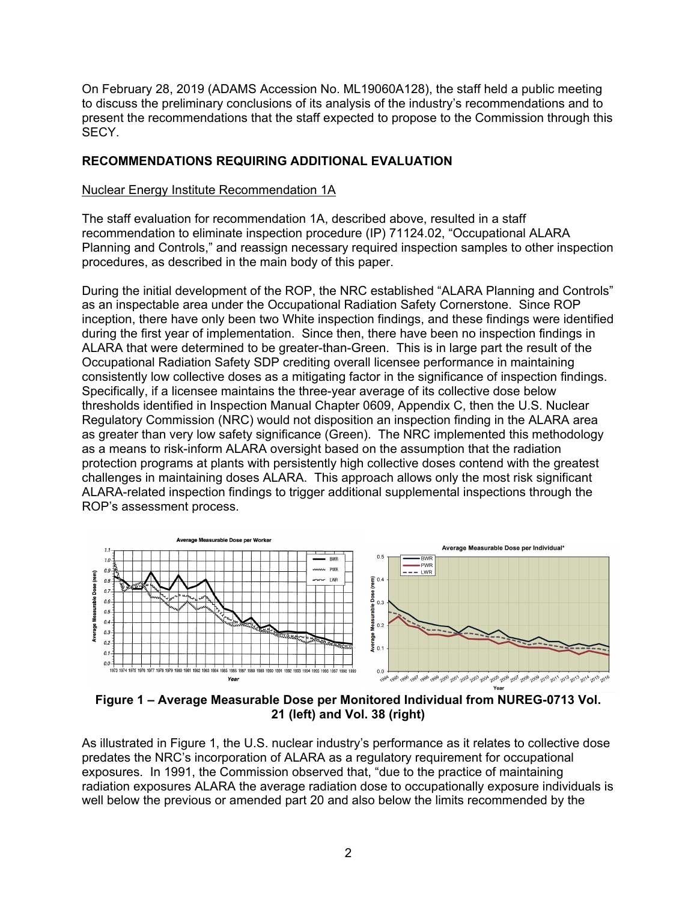On February 28, 2019 (ADAMS Accession No. ML19060A128), the staff held a public meeting to discuss the preliminary conclusions of its analysis of the industry's recommendations and to present the recommendations that the staff expected to propose to the Commission through this SECY.

**RECOMMENDATIONS REQUIRING ADDITIONAL EVALUATION**

Nuclear Energy Institute Recommendation 1A

The staff evaluation for recommendation 1A, described above, resulted in a staff recommendation to eliminate inspection procedure (IP) 71124.02, "Occupational ALARA Planning and Controls," and reassign necessary required inspection samples to other inspection procedures, as described in the main body of this paper.

During the initial development of the ROP, the NRC established "ALARA Planning and Controls" as an inspectable area under the Occupational Radiation Safety Cornerstone. Since ROP inception, there have only been two White inspection findings, and these findings were identified during the first year of implementation. Since then, there have been no inspection findings in ALARA that were determined to be greater-than-Green. This is in large part the result of the Occupational Radiation Safety SDP crediting overall licensee performance in maintaining consistently low collective doses as a mitigating factor in the significance of inspection findings. Specifically, if a licensee maintains the three-year average of its collective dose below thresholds identified in Inspection Manual Chapter 0609, Appendix C, then the U.S. Nuclear Regulatory Commission (NRC) would not disposition an inspection finding in the ALARA area as greater than very low safety significance (Green). The NRC implemented this methodology as a means to risk-inform ALARA oversight based on the assumption that the radiation protection programs at plants with persistently high collective doses contend with the greatest challenges in maintaining doses ALARA. This approach allows only the most risk significant ALARA-related inspection findings to trigger additional supplemental inspections through the ROP's assessment process.

Average Measurable Dose per Worker

BWR
PWR
LWR

Average Measurable Dose (rem)

1.1
1.0
0.9
0.8
0.7
0.6
0.5
0.4
0.3
0.2
0.1
0.0

1973 1974 1975 1976 1977 1978 1979 1980 1981 1982 1983 1984 1985 1986 1987 1988 1989 1990 1991 1992 1993 1994 1995 1996 1997 1998 1999

Year

Average Measurable Dose per Individual*

BWR
PWR
LWR

Average Measurable Dose (rem)

0.5
0.4
0.3
0.2
0.1
0.0

1994 1995 1996 1997 1998 1999 2000 2001 2002 2003 2004 2005 2006 2007 2008 2009 2010 2011 2012 2013 2014 2015 2016

Year

**Figure 1 – Average Measurable Dose per Monitored Individual from NUREG-0713 Vol. 21 (left) and Vol. 38 (right)**

As illustrated in Figure 1, the U.S. nuclear industry's performance as it relates to collective dose predates the NRC's incorporation of ALARA as a regulatory requirement for occupational exposures. In 1991, the Commission observed that, "due to the practice of maintaining radiation exposures ALARA the average radiation dose to occupationally exposure individuals is well below the previous or amended part 20 and also below the limits recommended by the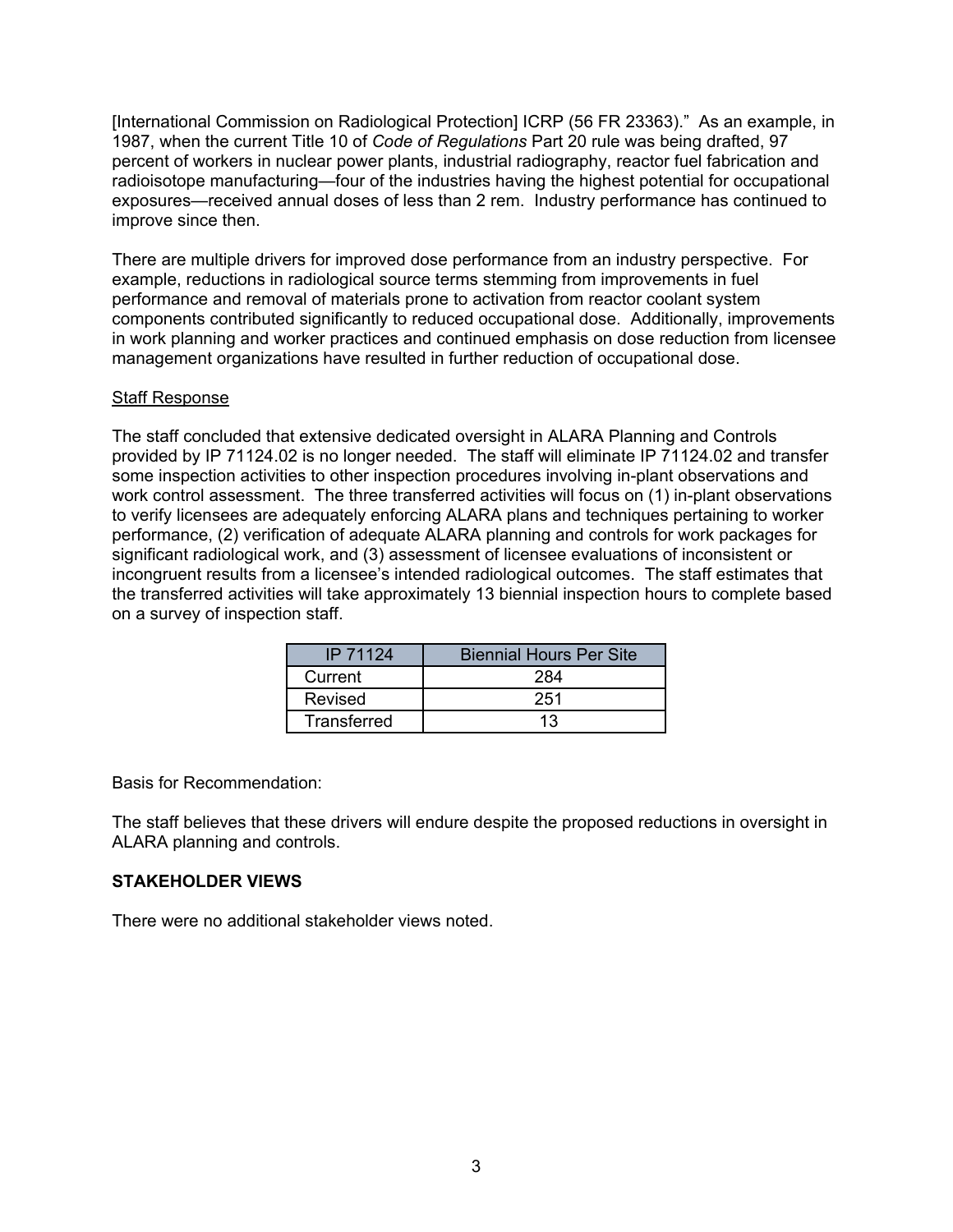[International Commission on Radiological Protection] ICRP (56 FR 23363)." As an example, in 1987, when the current Title 10 of *Code of Regulations* Part 20 rule was being drafted, 97 percent of workers in nuclear power plants, industrial radiography, reactor fuel fabrication and radioisotope manufacturing—four of the industries having the highest potential for occupational exposures—received annual doses of less than 2 rem. Industry performance has continued to improve since then.

There are multiple drivers for improved dose performance from an industry perspective. For example, reductions in radiological source terms stemming from improvements in fuel performance and removal of materials prone to activation from reactor coolant system components contributed significantly to reduced occupational dose. Additionally, improvements in work planning and worker practices and continued emphasis on dose reduction from licensee management organizations have resulted in further reduction of occupational dose.

<u>Staff Response</u>

The staff concluded that extensive dedicated oversight in ALARA Planning and Controls provided by IP 71124.02 is no longer needed. The staff will eliminate IP 71124.02 and transfer some inspection activities to other inspection procedures involving in-plant observations and work control assessment. The three transferred activities will focus on (1) in-plant observations to verify licensees are adequately enforcing ALARA plans and techniques pertaining to worker performance, (2) verification of adequate ALARA planning and controls for work packages for significant radiological work, and (3) assessment of licensee evaluations of inconsistent or incongruent results from a licensee's intended radiological outcomes. The staff estimates that the transferred activities will take approximately 13 biennial inspection hours to complete based on a survey of inspection staff.

| IP 71124 | Biennial Hours Per Site |
|---|---|
| Current | 284 |
| Revised | 251 |
| Transferred | 13 |

Basis for Recommendation:

The staff believes that these drivers will endure despite the proposed reductions in oversight in ALARA planning and controls.

**STAKEHOLDER VIEWS**

There were no additional stakeholder views noted.